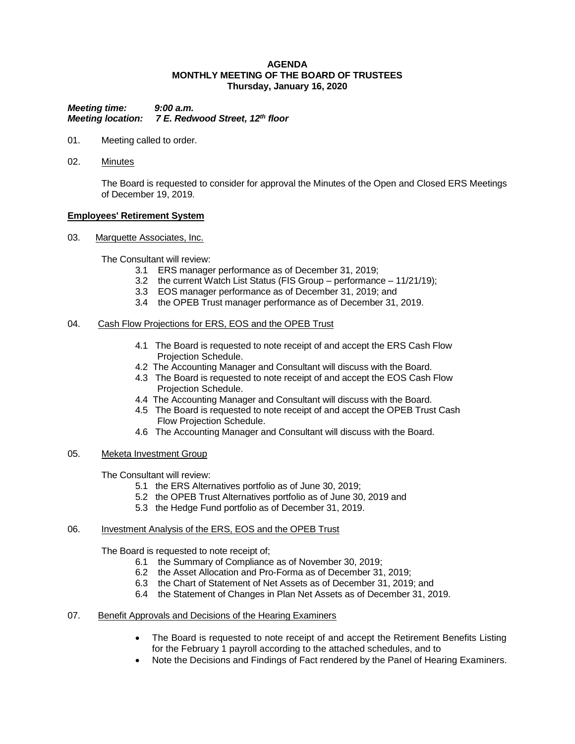**AGENDA**
**MONTHLY MEETING OF THE BOARD OF TRUSTEES**
**Thursday, January 16, 2020**

***Meeting time:*** ***9:00 a.m.***
***Meeting location:*** ***7 E. Redwood Street, 12th floor***

01. Meeting called to order.

02. Minutes

    The Board is requested to consider for approval the Minutes of the Open and Closed ERS Meetings of December 19, 2019.

**Employees' Retirement System**

03. Marquette Associates, Inc.

    The Consultant will review:

    3.1 ERS manager performance as of December 31, 2019;
    3.2 the current Watch List Status (FIS Group – performance – 11/21/19);
    3.3 EOS manager performance as of December 31, 2019; and
    3.4 the OPEB Trust manager performance as of December 31, 2019.

04. Cash Flow Projections for ERS, EOS and the OPEB Trust

    4.1 The Board is requested to note receipt of and accept the ERS Cash Flow Projection Schedule.
    4.2 The Accounting Manager and Consultant will discuss with the Board.
    4.3 The Board is requested to note receipt of and accept the EOS Cash Flow Projection Schedule.
    4.4 The Accounting Manager and Consultant will discuss with the Board.
    4.5 The Board is requested to note receipt of and accept the OPEB Trust Cash Flow Projection Schedule.
    4.6 The Accounting Manager and Consultant will discuss with the Board.

05. Meketa Investment Group

    The Consultant will review:

    5.1 the ERS Alternatives portfolio as of June 30, 2019;
    5.2 the OPEB Trust Alternatives portfolio as of June 30, 2019 and
    5.3 the Hedge Fund portfolio as of December 31, 2019.

06. Investment Analysis of the ERS, EOS and the OPEB Trust

    The Board is requested to note receipt of;

    6.1 the Summary of Compliance as of November 30, 2019;
    6.2 the Asset Allocation and Pro-Forma as of December 31, 2019;
    6.3 the Chart of Statement of Net Assets as of December 31, 2019; and
    6.4 the Statement of Changes in Plan Net Assets as of December 31, 2019.

07. Benefit Approvals and Decisions of the Hearing Examiners

    - The Board is requested to note receipt of and accept the Retirement Benefits Listing for the February 1 payroll according to the attached schedules, and to
    - Note the Decisions and Findings of Fact rendered by the Panel of Hearing Examiners.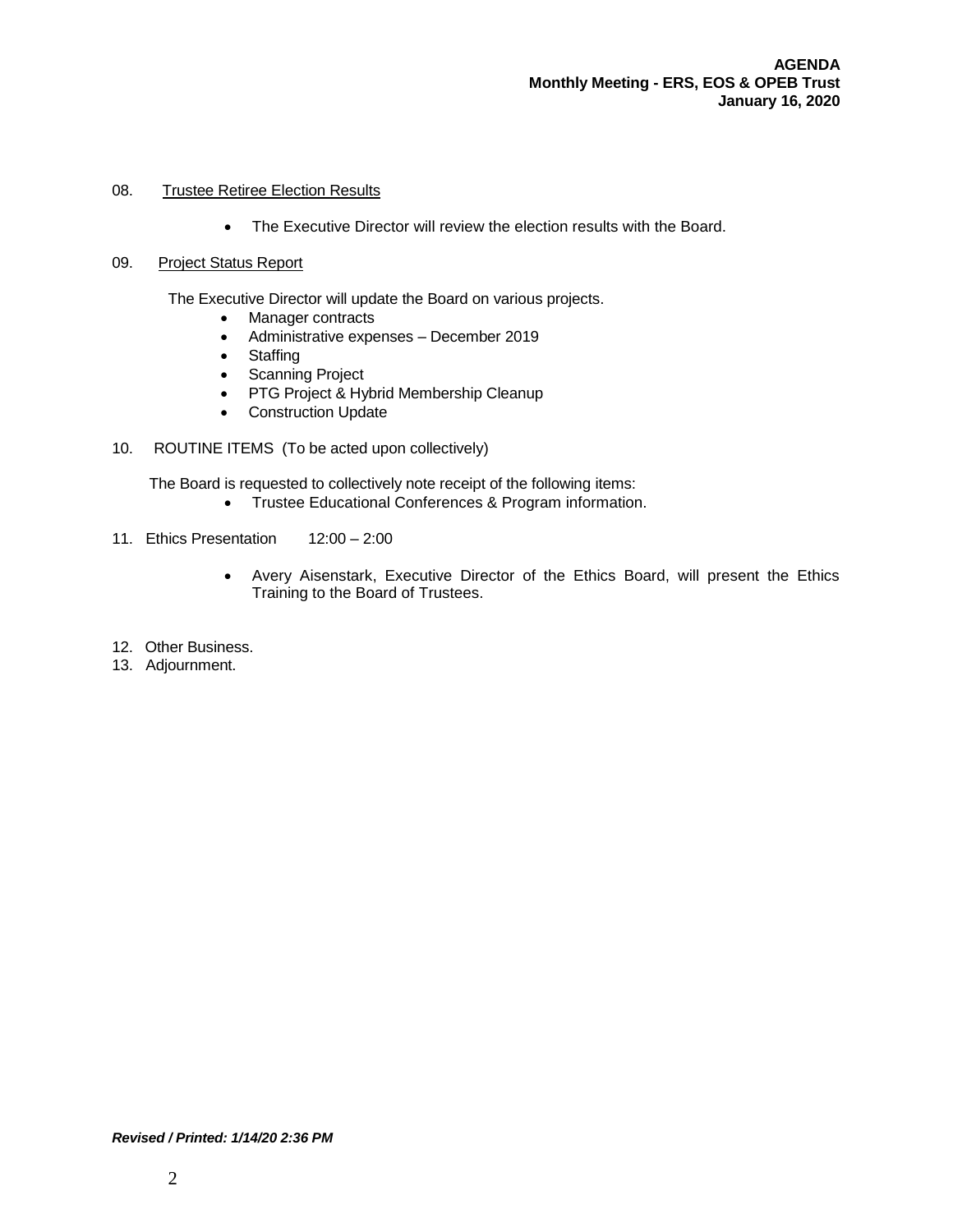08. Trustee Retiree Election Results

- The Executive Director will review the election results with the Board.

09. Project Status Report

The Executive Director will update the Board on various projects.

- Manager contracts
- Administrative expenses – December 2019
- Staffing
- Scanning Project
- PTG Project & Hybrid Membership Cleanup
- Construction Update

10. ROUTINE ITEMS (To be acted upon collectively)

The Board is requested to collectively note receipt of the following items:

- Trustee Educational Conferences & Program information.

11. Ethics Presentation 12:00 – 2:00

- Avery Aisenstark, Executive Director of the Ethics Board, will present the Ethics Training to the Board of Trustees.

12. Other Business.

13. Adjournment.

***Revised / Printed: 1/14/20 2:36 PM***